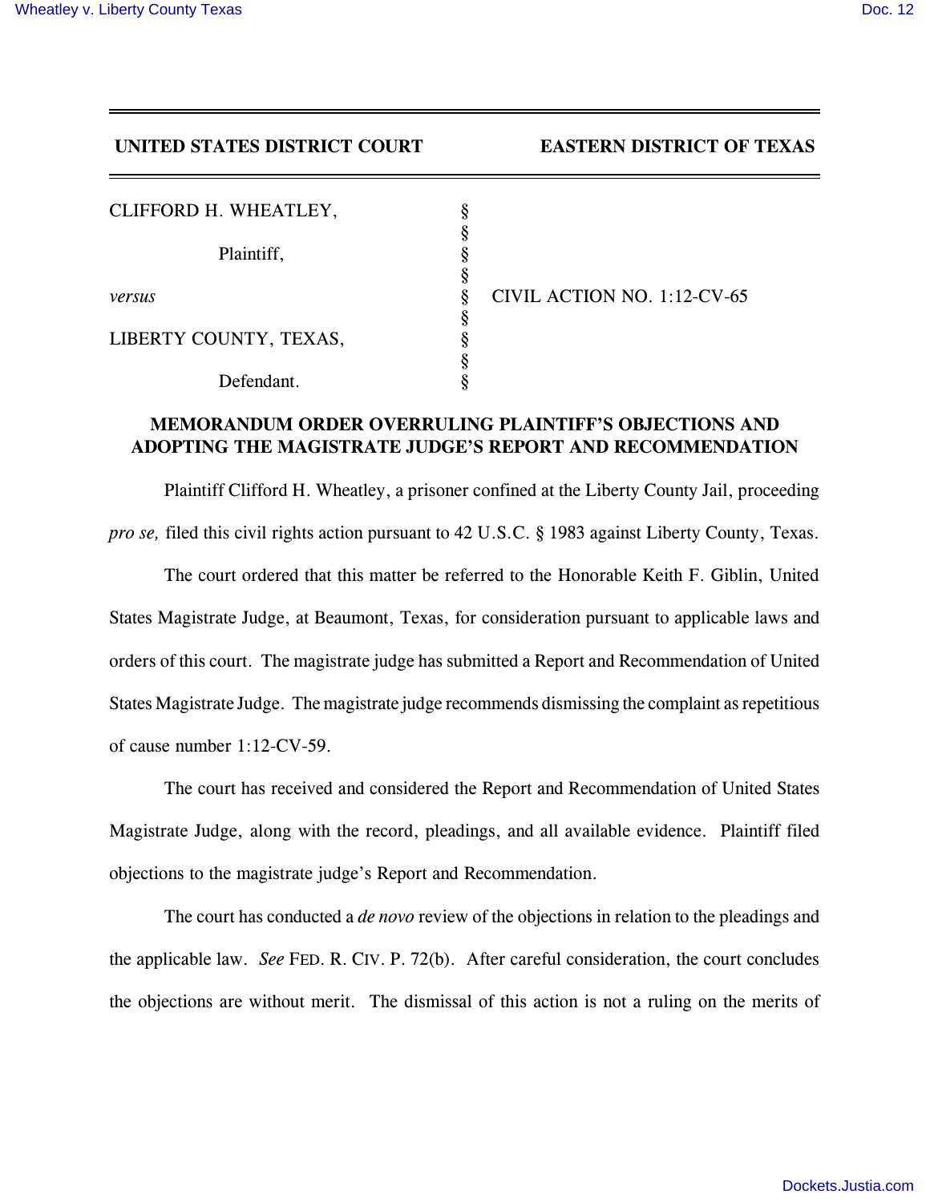**UNITED STATES DISTRICT COURT EASTERN DISTRICT OF TEXAS**

| | | |
|---|---|---|
| CLIFFORD H. WHEATLEY, | § | |
| | § | |
| Plaintiff, | § | |
| | § | |
| *versus* | § | CIVIL ACTION NO. 1:12-CV-65 |
| | § | |
| LIBERTY COUNTY, TEXAS, | § | |
| | § | |
| Defendant. | § | |

**MEMORANDUM ORDER OVERRULING PLAINTIFF'S OBJECTIONS AND ADOPTING THE MAGISTRATE JUDGE'S REPORT AND RECOMMENDATION**

Plaintiff Clifford H. Wheatley, a prisoner confined at the Liberty County Jail, proceeding *pro se,* filed this civil rights action pursuant to 42 U.S.C. § 1983 against Liberty County, Texas.

The court ordered that this matter be referred to the Honorable Keith F. Giblin, United States Magistrate Judge, at Beaumont, Texas, for consideration pursuant to applicable laws and orders of this court. The magistrate judge has submitted a Report and Recommendation of United States Magistrate Judge. The magistrate judge recommends dismissing the complaint as repetitious of cause number 1:12-CV-59.

The court has received and considered the Report and Recommendation of United States Magistrate Judge, along with the record, pleadings, and all available evidence. Plaintiff filed objections to the magistrate judge's Report and Recommendation.

The court has conducted a *de novo* review of the objections in relation to the pleadings and the applicable law. *See* FED. R. CIV. P. 72(b). After careful consideration, the court concludes the objections are without merit. The dismissal of this action is not a ruling on the merits of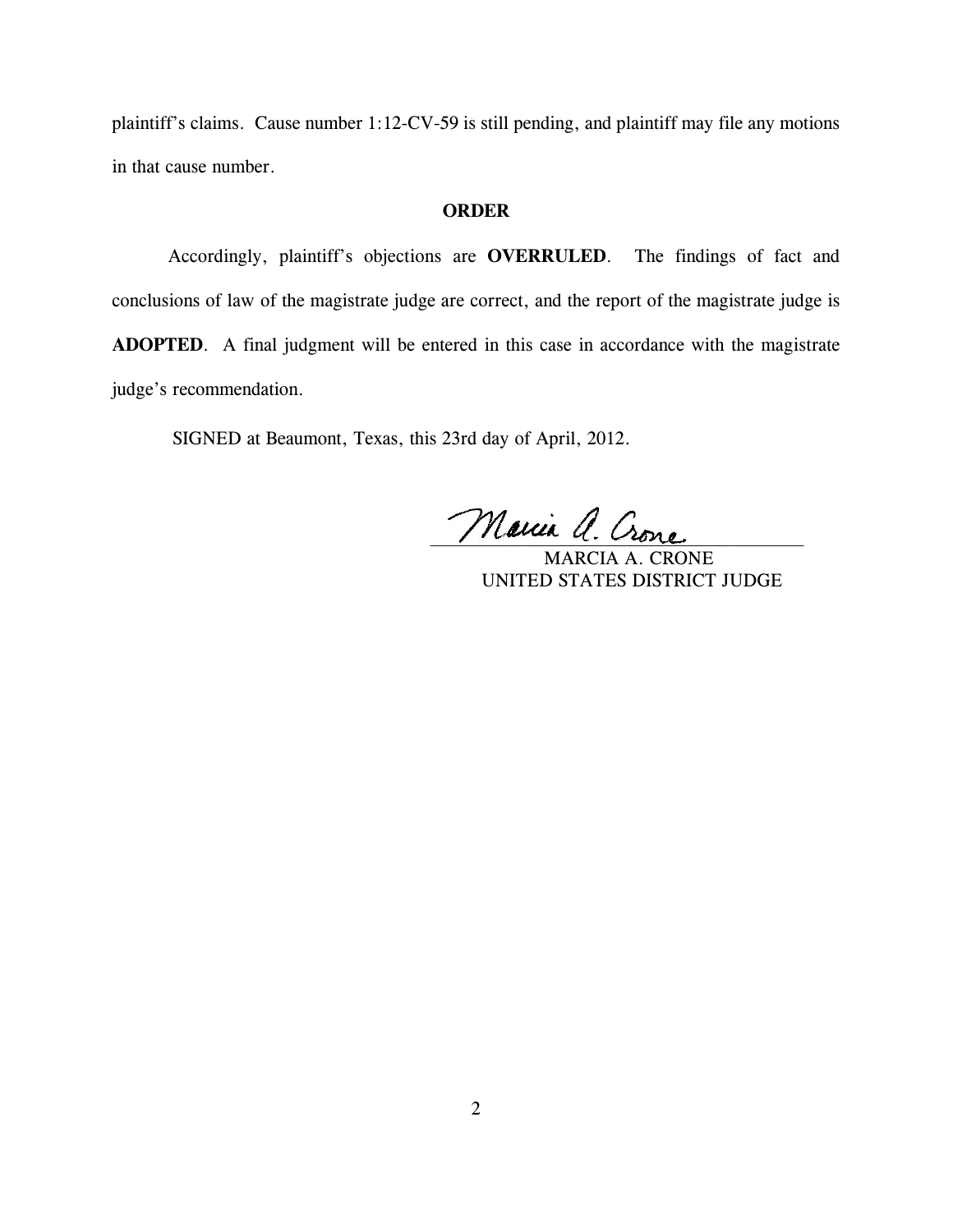plaintiff's claims. Cause number 1:12-CV-59 is still pending, and plaintiff may file any motions in that cause number.

**ORDER**

Accordingly, plaintiff's objections are **OVERRULED**. The findings of fact and conclusions of law of the magistrate judge are correct, and the report of the magistrate judge is **ADOPTED**. A final judgment will be entered in this case in accordance with the magistrate judge's recommendation.

SIGNED at Beaumont, Texas, this 23rd day of April, 2012.

Marcia A. Crone

MARCIA A. CRONE
UNITED STATES DISTRICT JUDGE